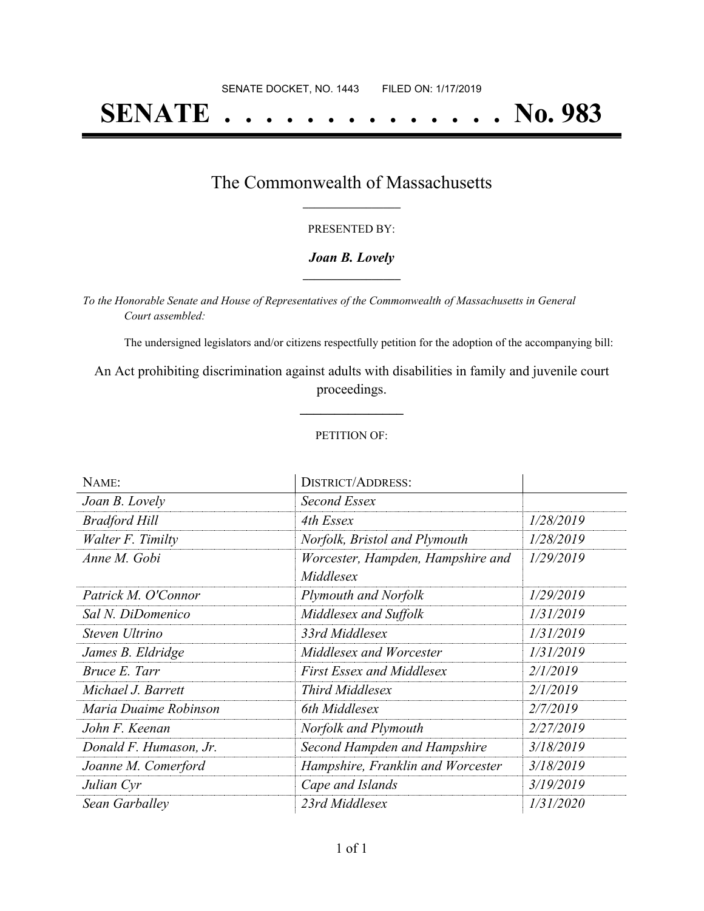SENATE DOCKET, NO. 1443        FILED ON: 1/17/2019

# SENATE . . . . . . . . . . . . . . No. 983

## The Commonwealth of Massachusetts

PRESENTED BY:

***Joan B. Lovely***

*To the Honorable Senate and House of Representatives of the Commonwealth of Massachusetts in General Court assembled:*

The undersigned legislators and/or citizens respectfully petition for the adoption of the accompanying bill:

An Act prohibiting discrimination against adults with disabilities in family and juvenile court proceedings.

PETITION OF:

| NAME: | DISTRICT/ADDRESS: | |
|---|---|---|
| *Joan B. Lovely* | *Second Essex* | |
| *Bradford Hill* | *4th Essex* | *1/28/2019* |
| *Walter F. Timilty* | *Norfolk, Bristol and Plymouth* | *1/28/2019* |
| *Anne M. Gobi* | *Worcester, Hampden, Hampshire and Middlesex* | *1/29/2019* |
| *Patrick M. O'Connor* | *Plymouth and Norfolk* | *1/29/2019* |
| *Sal N. DiDomenico* | *Middlesex and Suffolk* | *1/31/2019* |
| *Steven Ultrino* | *33rd Middlesex* | *1/31/2019* |
| *James B. Eldridge* | *Middlesex and Worcester* | *1/31/2019* |
| *Bruce E. Tarr* | *First Essex and Middlesex* | *2/1/2019* |
| *Michael J. Barrett* | *Third Middlesex* | *2/1/2019* |
| *Maria Duaime Robinson* | *6th Middlesex* | *2/7/2019* |
| *John F. Keenan* | *Norfolk and Plymouth* | *2/27/2019* |
| *Donald F. Humason, Jr.* | *Second Hampden and Hampshire* | *3/18/2019* |
| *Joanne M. Comerford* | *Hampshire, Franklin and Worcester* | *3/18/2019* |
| *Julian Cyr* | *Cape and Islands* | *3/19/2019* |
| *Sean Garballey* | *23rd Middlesex* | *1/31/2020* |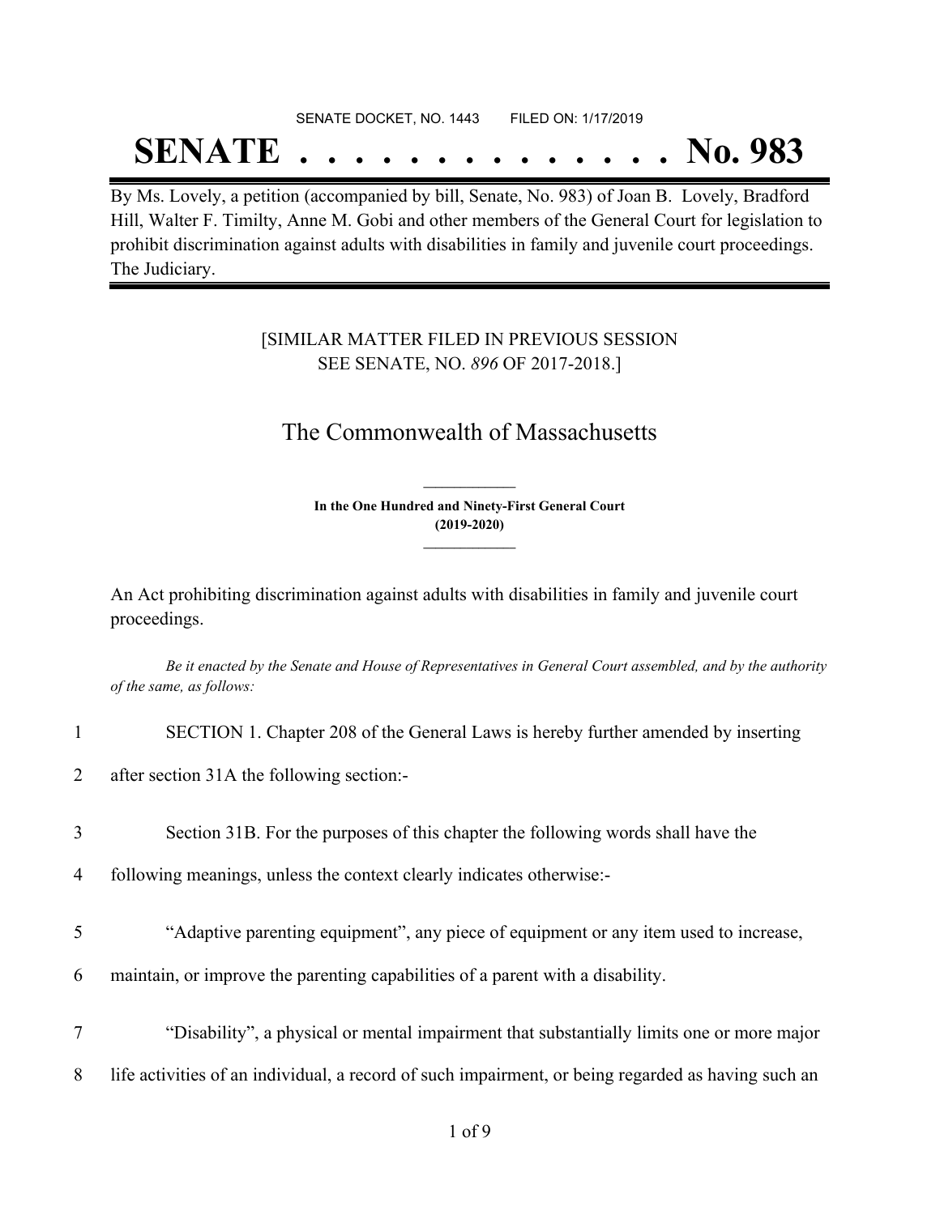SENATE DOCKET, NO. 1443 FILED ON: 1/17/2019

# SENATE . . . . . . . . . . . . . . No. 983

By Ms. Lovely, a petition (accompanied by bill, Senate, No. 983) of Joan B. Lovely, Bradford Hill, Walter F. Timilty, Anne M. Gobi and other members of the General Court for legislation to prohibit discrimination against adults with disabilities in family and juvenile court proceedings. The Judiciary.

[SIMILAR MATTER FILED IN PREVIOUS SESSION SEE SENATE, NO. *896* OF 2017-2018.]

## The Commonwealth of Massachusetts

**In the One Hundred and Ninety-First General Court (2019-2020)**

An Act prohibiting discrimination against adults with disabilities in family and juvenile court proceedings.

*Be it enacted by the Senate and House of Representatives in General Court assembled, and by the authority of the same, as follows:*

1 SECTION 1. Chapter 208 of the General Laws is hereby further amended by inserting
2 after section 31A the following section:-
3 Section 31B. For the purposes of this chapter the following words shall have the
4 following meanings, unless the context clearly indicates otherwise:-
5 "Adaptive parenting equipment", any piece of equipment or any item used to increase,
6 maintain, or improve the parenting capabilities of a parent with a disability.
7 "Disability", a physical or mental impairment that substantially limits one or more major
8 life activities of an individual, a record of such impairment, or being regarded as having such an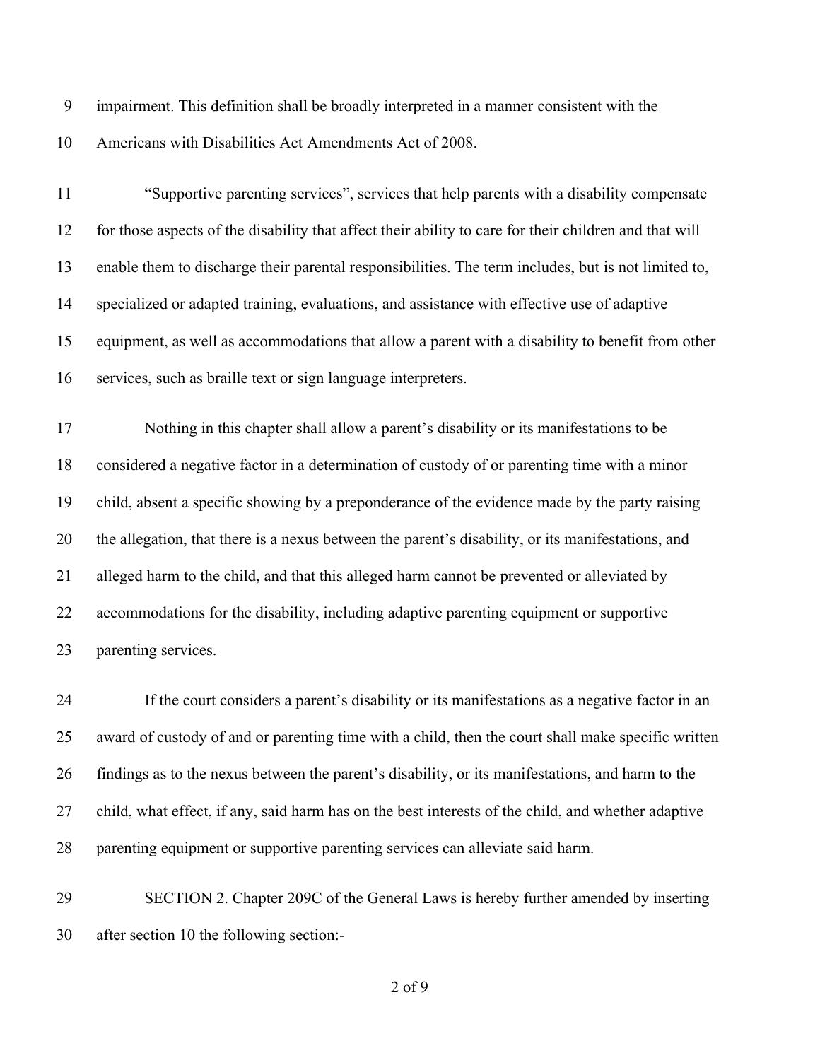impairment. This definition shall be broadly interpreted in a manner consistent with the Americans with Disabilities Act Amendments Act of 2008.

"Supportive parenting services", services that help parents with a disability compensate for those aspects of the disability that affect their ability to care for their children and that will enable them to discharge their parental responsibilities. The term includes, but is not limited to, specialized or adapted training, evaluations, and assistance with effective use of adaptive equipment, as well as accommodations that allow a parent with a disability to benefit from other services, such as braille text or sign language interpreters.

Nothing in this chapter shall allow a parent's disability or its manifestations to be considered a negative factor in a determination of custody of or parenting time with a minor child, absent a specific showing by a preponderance of the evidence made by the party raising the allegation, that there is a nexus between the parent's disability, or its manifestations, and alleged harm to the child, and that this alleged harm cannot be prevented or alleviated by accommodations for the disability, including adaptive parenting equipment or supportive parenting services.

If the court considers a parent's disability or its manifestations as a negative factor in an award of custody of and or parenting time with a child, then the court shall make specific written findings as to the nexus between the parent's disability, or its manifestations, and harm to the child, what effect, if any, said harm has on the best interests of the child, and whether adaptive parenting equipment or supportive parenting services can alleviate said harm.

SECTION 2. Chapter 209C of the General Laws is hereby further amended by inserting after section 10 the following section:-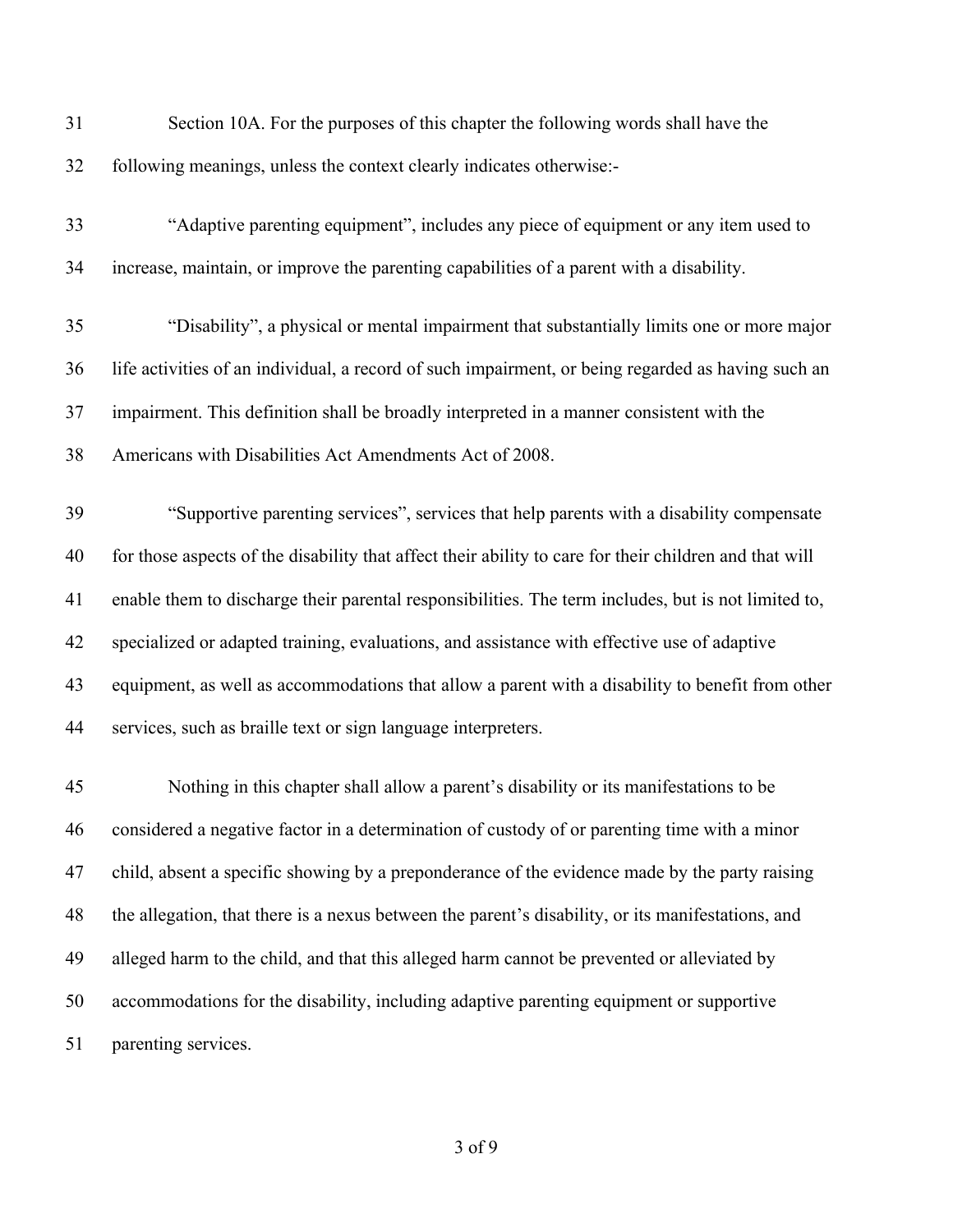Section 10A. For the purposes of this chapter the following words shall have the following meanings, unless the context clearly indicates otherwise:-

"Adaptive parenting equipment", includes any piece of equipment or any item used to increase, maintain, or improve the parenting capabilities of a parent with a disability.

"Disability", a physical or mental impairment that substantially limits one or more major life activities of an individual, a record of such impairment, or being regarded as having such an impairment. This definition shall be broadly interpreted in a manner consistent with the Americans with Disabilities Act Amendments Act of 2008.

"Supportive parenting services", services that help parents with a disability compensate for those aspects of the disability that affect their ability to care for their children and that will enable them to discharge their parental responsibilities. The term includes, but is not limited to, specialized or adapted training, evaluations, and assistance with effective use of adaptive equipment, as well as accommodations that allow a parent with a disability to benefit from other services, such as braille text or sign language interpreters.

Nothing in this chapter shall allow a parent's disability or its manifestations to be considered a negative factor in a determination of custody of or parenting time with a minor child, absent a specific showing by a preponderance of the evidence made by the party raising the allegation, that there is a nexus between the parent's disability, or its manifestations, and alleged harm to the child, and that this alleged harm cannot be prevented or alleviated by accommodations for the disability, including adaptive parenting equipment or supportive parenting services.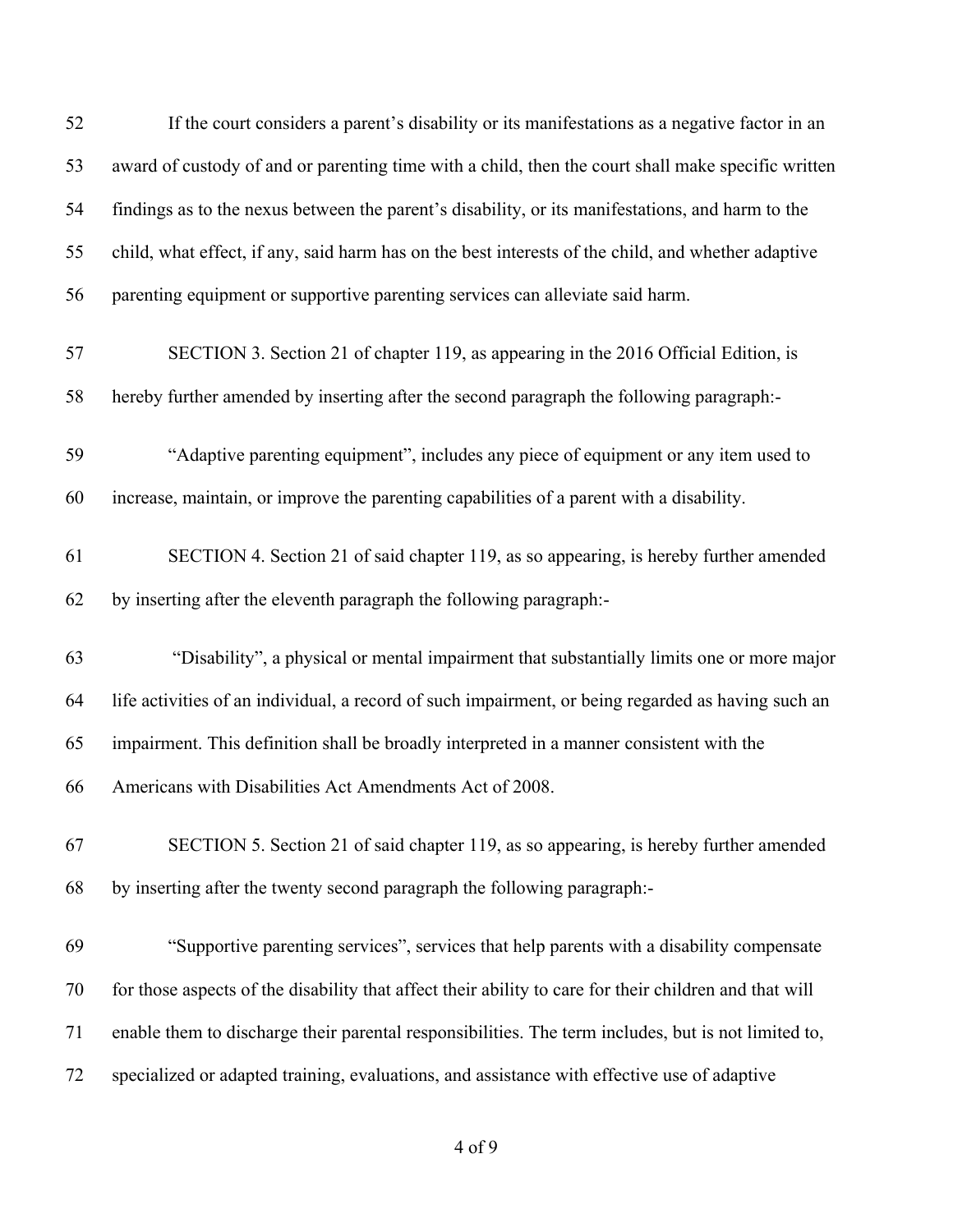If the court considers a parent's disability or its manifestations as a negative factor in an award of custody of and or parenting time with a child, then the court shall make specific written findings as to the nexus between the parent's disability, or its manifestations, and harm to the child, what effect, if any, said harm has on the best interests of the child, and whether adaptive parenting equipment or supportive parenting services can alleviate said harm.

SECTION 3. Section 21 of chapter 119, as appearing in the 2016 Official Edition, is hereby further amended by inserting after the second paragraph the following paragraph:-

"Adaptive parenting equipment", includes any piece of equipment or any item used to increase, maintain, or improve the parenting capabilities of a parent with a disability.

SECTION 4. Section 21 of said chapter 119, as so appearing, is hereby further amended by inserting after the eleventh paragraph the following paragraph:-

"Disability", a physical or mental impairment that substantially limits one or more major life activities of an individual, a record of such impairment, or being regarded as having such an impairment. This definition shall be broadly interpreted in a manner consistent with the Americans with Disabilities Act Amendments Act of 2008.

SECTION 5. Section 21 of said chapter 119, as so appearing, is hereby further amended by inserting after the twenty second paragraph the following paragraph:-

"Supportive parenting services", services that help parents with a disability compensate for those aspects of the disability that affect their ability to care for their children and that will enable them to discharge their parental responsibilities. The term includes, but is not limited to, specialized or adapted training, evaluations, and assistance with effective use of adaptive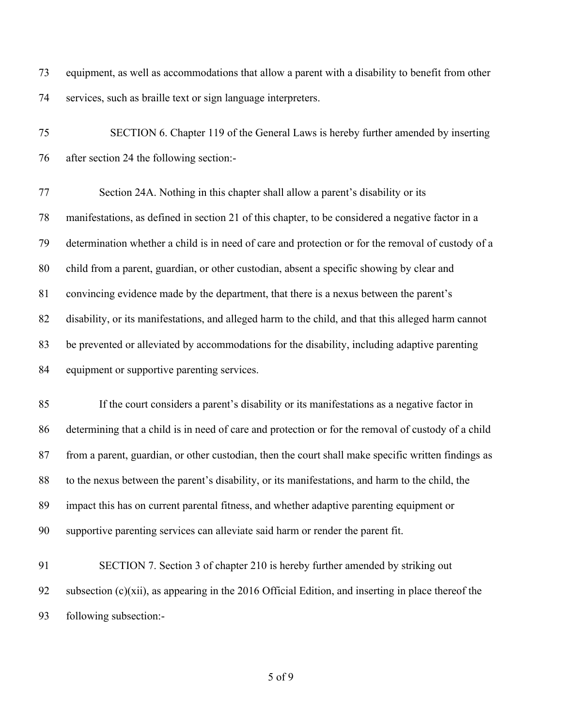equipment, as well as accommodations that allow a parent with a disability to benefit from other services, such as braille text or sign language interpreters.

SECTION 6. Chapter 119 of the General Laws is hereby further amended by inserting after section 24 the following section:-

Section 24A. Nothing in this chapter shall allow a parent's disability or its manifestations, as defined in section 21 of this chapter, to be considered a negative factor in a determination whether a child is in need of care and protection or for the removal of custody of a child from a parent, guardian, or other custodian, absent a specific showing by clear and convincing evidence made by the department, that there is a nexus between the parent's disability, or its manifestations, and alleged harm to the child, and that this alleged harm cannot be prevented or alleviated by accommodations for the disability, including adaptive parenting equipment or supportive parenting services.

If the court considers a parent's disability or its manifestations as a negative factor in determining that a child is in need of care and protection or for the removal of custody of a child from a parent, guardian, or other custodian, then the court shall make specific written findings as to the nexus between the parent's disability, or its manifestations, and harm to the child, the impact this has on current parental fitness, and whether adaptive parenting equipment or supportive parenting services can alleviate said harm or render the parent fit.

SECTION 7. Section 3 of chapter 210 is hereby further amended by striking out subsection (c)(xii), as appearing in the 2016 Official Edition, and inserting in place thereof the following subsection:-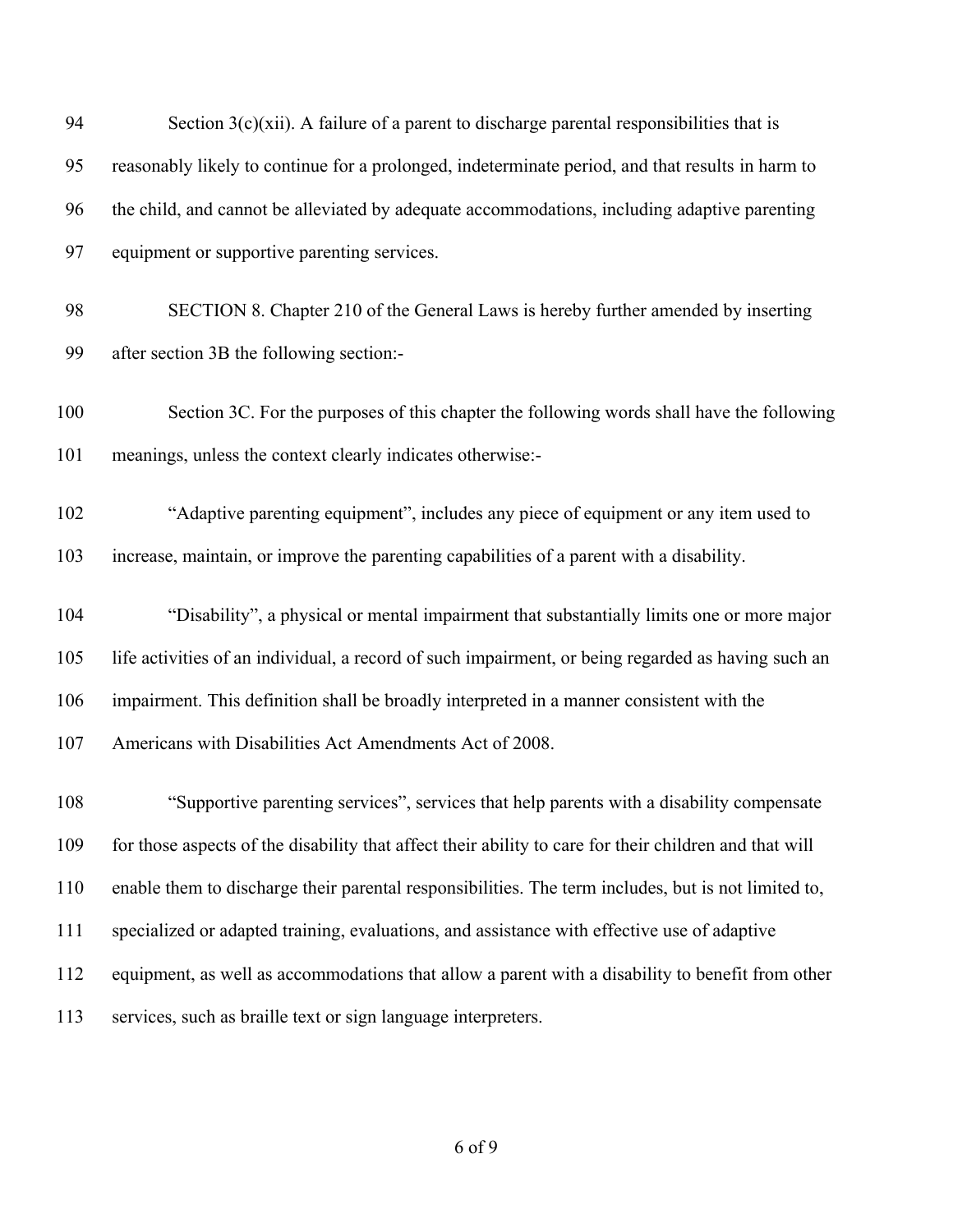Section 3(c)(xii). A failure of a parent to discharge parental responsibilities that is reasonably likely to continue for a prolonged, indeterminate period, and that results in harm to the child, and cannot be alleviated by adequate accommodations, including adaptive parenting equipment or supportive parenting services.

SECTION 8. Chapter 210 of the General Laws is hereby further amended by inserting after section 3B the following section:-

Section 3C. For the purposes of this chapter the following words shall have the following meanings, unless the context clearly indicates otherwise:-

"Adaptive parenting equipment", includes any piece of equipment or any item used to increase, maintain, or improve the parenting capabilities of a parent with a disability.

"Disability", a physical or mental impairment that substantially limits one or more major life activities of an individual, a record of such impairment, or being regarded as having such an impairment. This definition shall be broadly interpreted in a manner consistent with the Americans with Disabilities Act Amendments Act of 2008.

"Supportive parenting services", services that help parents with a disability compensate for those aspects of the disability that affect their ability to care for their children and that will enable them to discharge their parental responsibilities. The term includes, but is not limited to, specialized or adapted training, evaluations, and assistance with effective use of adaptive equipment, as well as accommodations that allow a parent with a disability to benefit from other services, such as braille text or sign language interpreters.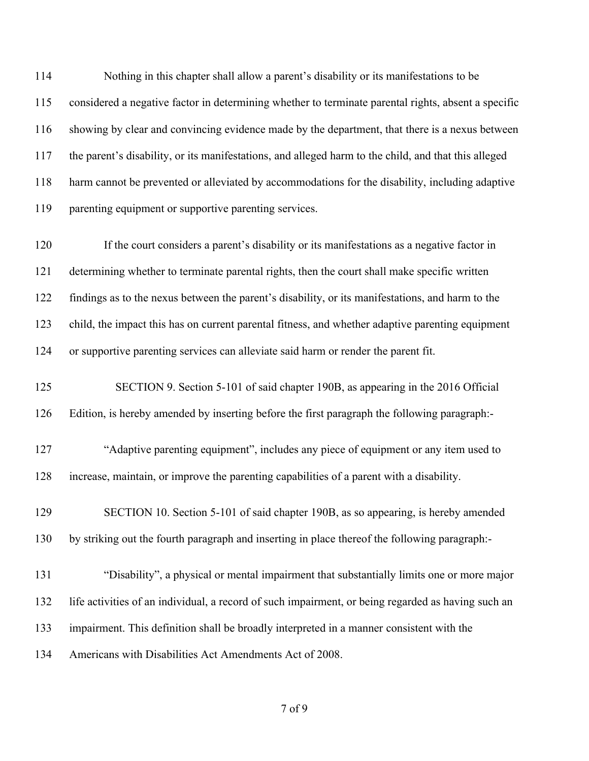Nothing in this chapter shall allow a parent's disability or its manifestations to be considered a negative factor in determining whether to terminate parental rights, absent a specific showing by clear and convincing evidence made by the department, that there is a nexus between the parent's disability, or its manifestations, and alleged harm to the child, and that this alleged harm cannot be prevented or alleviated by accommodations for the disability, including adaptive parenting equipment or supportive parenting services.

If the court considers a parent's disability or its manifestations as a negative factor in determining whether to terminate parental rights, then the court shall make specific written findings as to the nexus between the parent's disability, or its manifestations, and harm to the child, the impact this has on current parental fitness, and whether adaptive parenting equipment or supportive parenting services can alleviate said harm or render the parent fit.

SECTION 9. Section 5-101 of said chapter 190B, as appearing in the 2016 Official Edition, is hereby amended by inserting before the first paragraph the following paragraph:-

"Adaptive parenting equipment", includes any piece of equipment or any item used to increase, maintain, or improve the parenting capabilities of a parent with a disability.

SECTION 10. Section 5-101 of said chapter 190B, as so appearing, is hereby amended by striking out the fourth paragraph and inserting in place thereof the following paragraph:-

"Disability", a physical or mental impairment that substantially limits one or more major life activities of an individual, a record of such impairment, or being regarded as having such an impairment. This definition shall be broadly interpreted in a manner consistent with the Americans with Disabilities Act Amendments Act of 2008.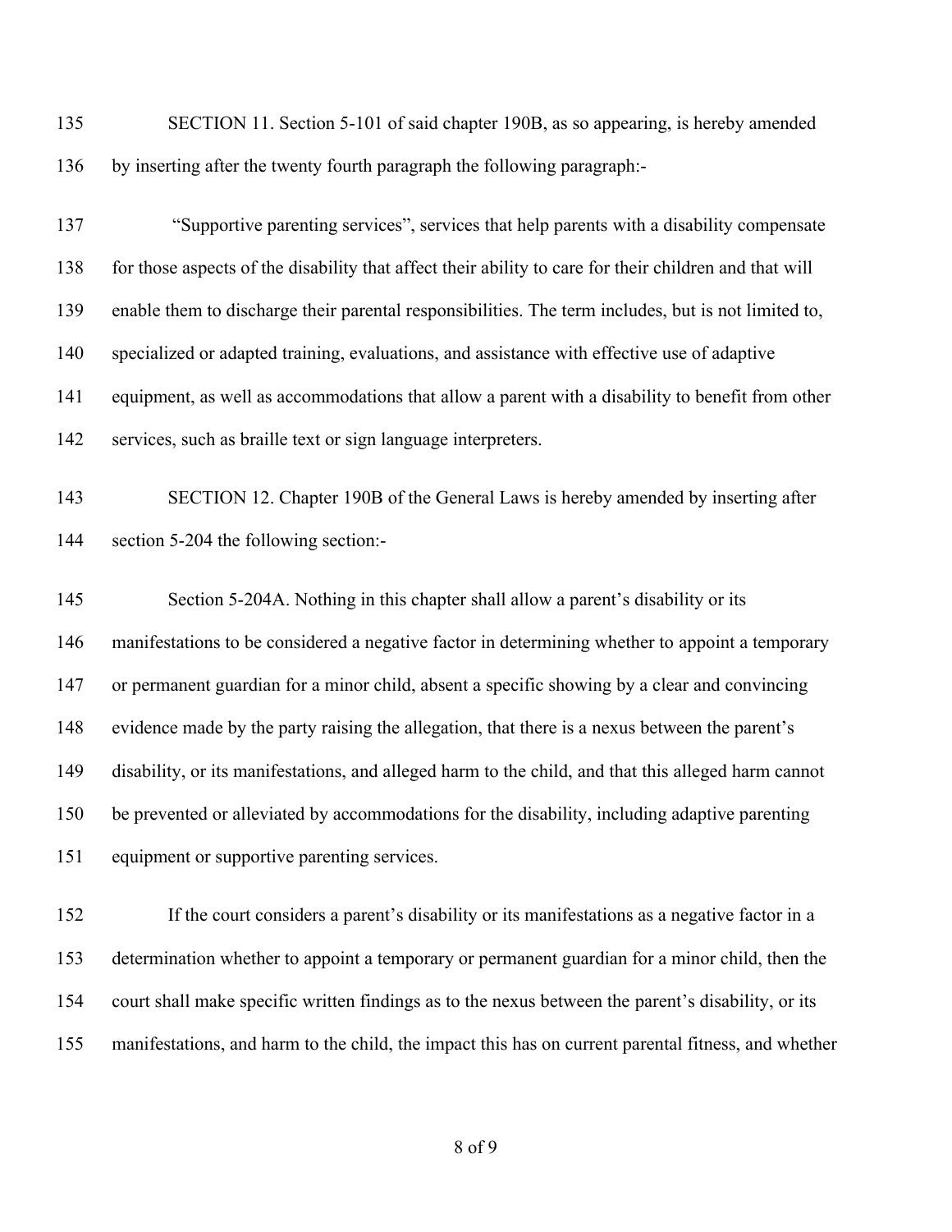SECTION 11. Section 5-101 of said chapter 190B, as so appearing, is hereby amended by inserting after the twenty fourth paragraph the following paragraph:-

"Supportive parenting services", services that help parents with a disability compensate for those aspects of the disability that affect their ability to care for their children and that will enable them to discharge their parental responsibilities. The term includes, but is not limited to, specialized or adapted training, evaluations, and assistance with effective use of adaptive equipment, as well as accommodations that allow a parent with a disability to benefit from other services, such as braille text or sign language interpreters.

SECTION 12. Chapter 190B of the General Laws is hereby amended by inserting after section 5-204 the following section:-

Section 5-204A. Nothing in this chapter shall allow a parent's disability or its manifestations to be considered a negative factor in determining whether to appoint a temporary or permanent guardian for a minor child, absent a specific showing by a clear and convincing evidence made by the party raising the allegation, that there is a nexus between the parent's disability, or its manifestations, and alleged harm to the child, and that this alleged harm cannot be prevented or alleviated by accommodations for the disability, including adaptive parenting equipment or supportive parenting services.

If the court considers a parent's disability or its manifestations as a negative factor in a determination whether to appoint a temporary or permanent guardian for a minor child, then the court shall make specific written findings as to the nexus between the parent's disability, or its manifestations, and harm to the child, the impact this has on current parental fitness, and whether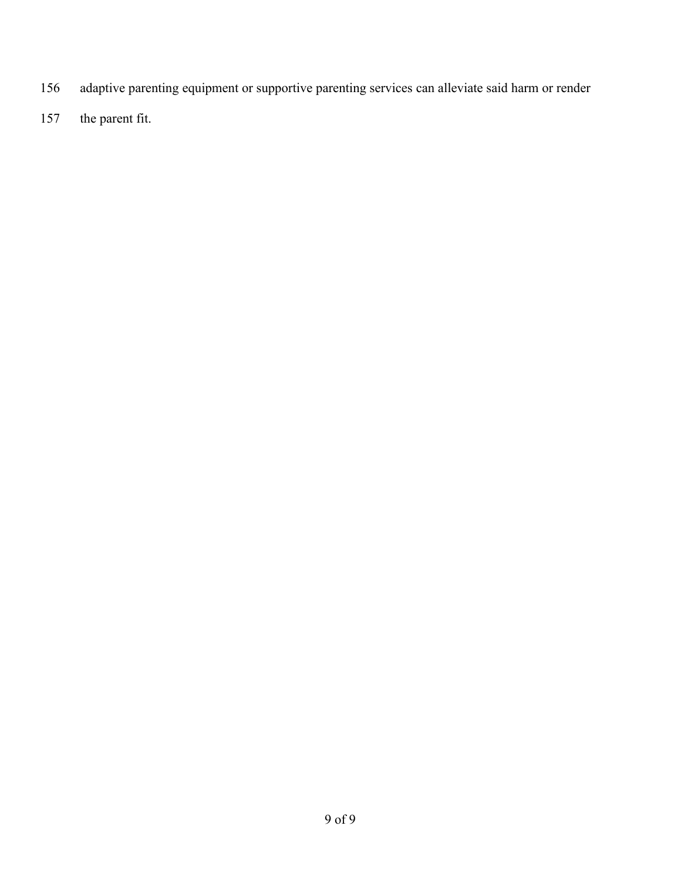156 adaptive parenting equipment or supportive parenting services can alleviate said harm or render

157 the parent fit.